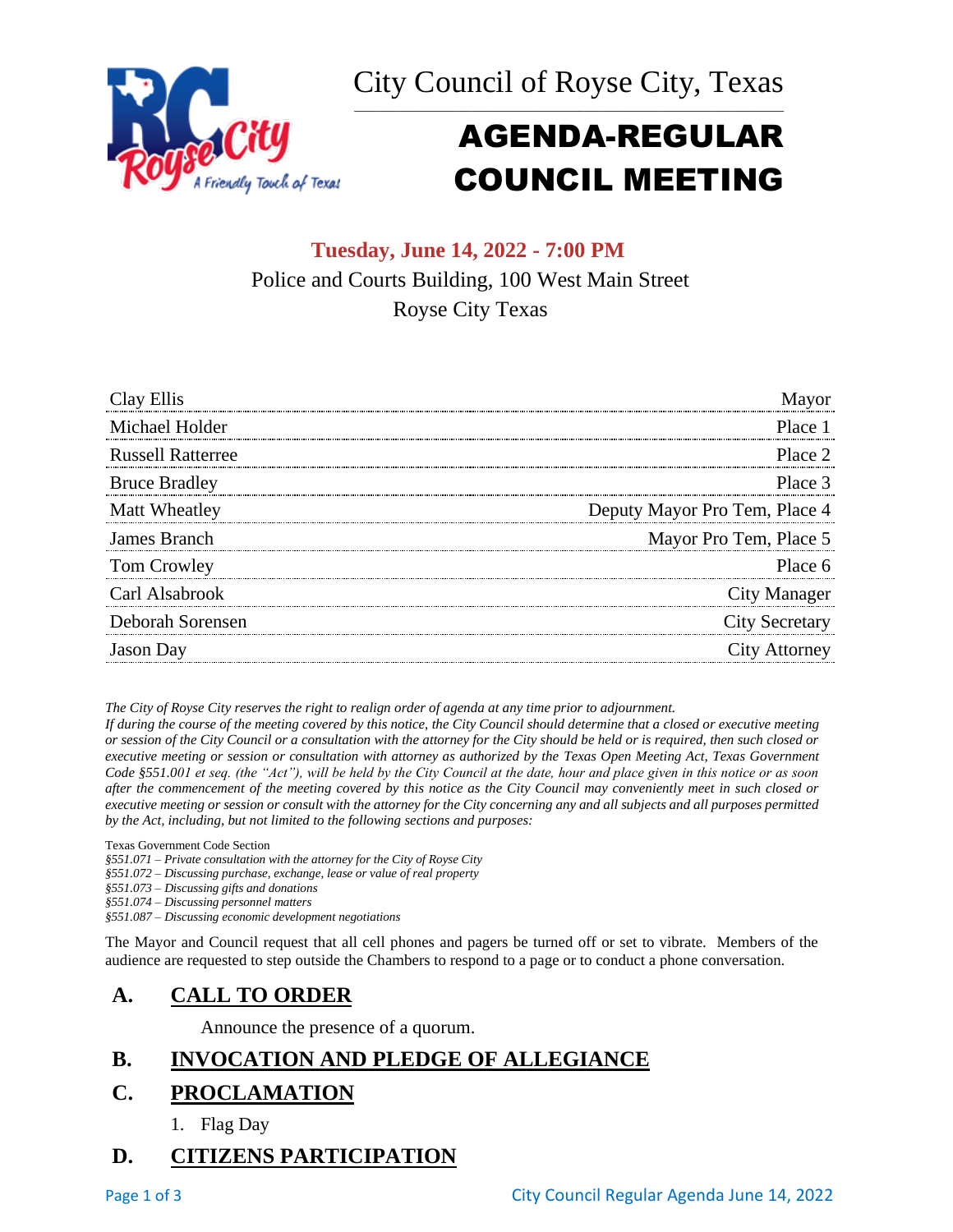# City Council of Royse City, Texas

# AGENDA-REGULAR COUNCIL MEETING

**Tuesday, June 14, 2022 - 7:00 PM**

Police and Courts Building, 100 West Main Street

Royse City Texas

| | |
|---|---|
| Clay Ellis | Mayor |
| Michael Holder | Place 1 |
| Russell Ratterree | Place 2 |
| Bruce Bradley | Place 3 |
| Matt Wheatley | Deputy Mayor Pro Tem, Place 4 |
| James Branch | Mayor Pro Tem, Place 5 |
| Tom Crowley | Place 6 |
| Carl Alsabrook | City Manager |
| Deborah Sorensen | City Secretary |
| Jason Day | City Attorney |

*The City of Royse City reserves the right to realign order of agenda at any time prior to adjournment.*

*If during the course of the meeting covered by this notice, the City Council should determine that a closed or executive meeting or session of the City Council or a consultation with the attorney for the City should be held or is required, then such closed or executive meeting or session or consultation with attorney as authorized by the Texas Open Meeting Act, Texas Government Code §551.001 et seq. (the "Act"), will be held by the City Council at the date, hour and place given in this notice or as soon after the commencement of the meeting covered by this notice as the City Council may conveniently meet in such closed or executive meeting or session or consult with the attorney for the City concerning any and all subjects and all purposes permitted by the Act, including, but not limited to the following sections and purposes:*

Texas Government Code Section

*§551.071 – Private consultation with the attorney for the City of Royse City*

*§551.072 – Discussing purchase, exchange, lease or value of real property*

*§551.073 – Discussing gifts and donations*

*§551.074 – Discussing personnel matters*

*§551.087 – Discussing economic development negotiations*

The Mayor and Council request that all cell phones and pagers be turned off or set to vibrate. Members of the audience are requested to step outside the Chambers to respond to a page or to conduct a phone conversation.

## A. CALL TO ORDER

Announce the presence of a quorum.

## B. INVOCATION AND PLEDGE OF ALLEGIANCE

## C. PROCLAMATION

1. Flag Day

## D. CITIZENS PARTICIPATION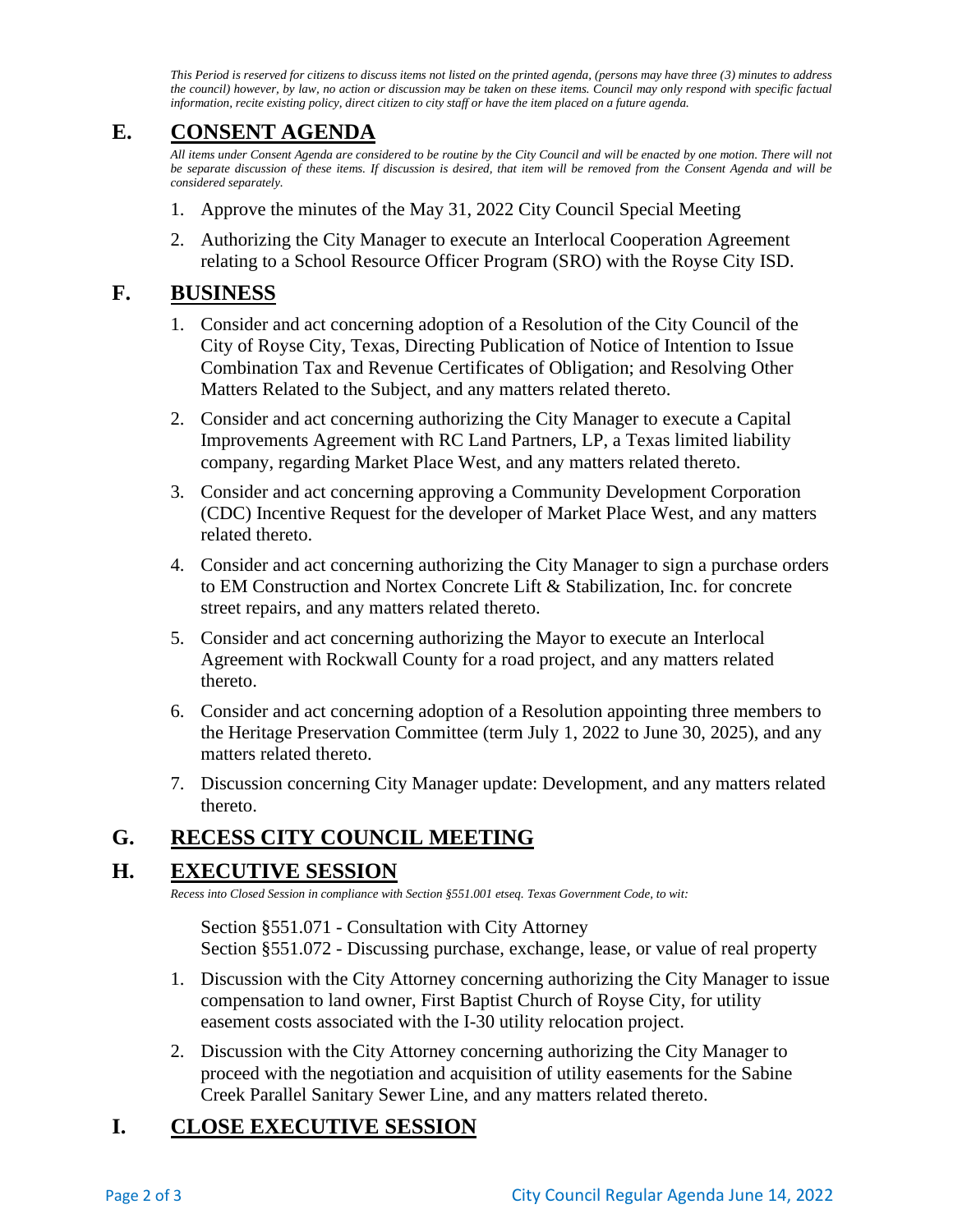*This Period is reserved for citizens to discuss items not listed on the printed agenda, (persons may have three (3) minutes to address the council) however, by law, no action or discussion may be taken on these items. Council may only respond with specific factual information, recite existing policy, direct citizen to city staff or have the item placed on a future agenda.*

## E. CONSENT AGENDA

*All items under Consent Agenda are considered to be routine by the City Council and will be enacted by one motion. There will not be separate discussion of these items. If discussion is desired, that item will be removed from the Consent Agenda and will be considered separately.*

1. Approve the minutes of the May 31, 2022 City Council Special Meeting
2. Authorizing the City Manager to execute an Interlocal Cooperation Agreement relating to a School Resource Officer Program (SRO) with the Royse City ISD.

## F. BUSINESS

1. Consider and act concerning adoption of a Resolution of the City Council of the City of Royse City, Texas, Directing Publication of Notice of Intention to Issue Combination Tax and Revenue Certificates of Obligation; and Resolving Other Matters Related to the Subject, and any matters related thereto.
2. Consider and act concerning authorizing the City Manager to execute a Capital Improvements Agreement with RC Land Partners, LP, a Texas limited liability company, regarding Market Place West, and any matters related thereto.
3. Consider and act concerning approving a Community Development Corporation (CDC) Incentive Request for the developer of Market Place West, and any matters related thereto.
4. Consider and act concerning authorizing the City Manager to sign a purchase orders to EM Construction and Nortex Concrete Lift & Stabilization, Inc. for concrete street repairs, and any matters related thereto.
5. Consider and act concerning authorizing the Mayor to execute an Interlocal Agreement with Rockwall County for a road project, and any matters related thereto.
6. Consider and act concerning adoption of a Resolution appointing three members to the Heritage Preservation Committee (term July 1, 2022 to June 30, 2025), and any matters related thereto.
7. Discussion concerning City Manager update: Development, and any matters related thereto.

## G. RECESS CITY COUNCIL MEETING

## H. EXECUTIVE SESSION

*Recess into Closed Session in compliance with Section §551.001 etseq. Texas Government Code, to wit:*

Section §551.071 - Consultation with City Attorney
Section §551.072 - Discussing purchase, exchange, lease, or value of real property

1. Discussion with the City Attorney concerning authorizing the City Manager to issue compensation to land owner, First Baptist Church of Royse City, for utility easement costs associated with the I-30 utility relocation project.
2. Discussion with the City Attorney concerning authorizing the City Manager to proceed with the negotiation and acquisition of utility easements for the Sabine Creek Parallel Sanitary Sewer Line, and any matters related thereto.

## I. CLOSE EXECUTIVE SESSION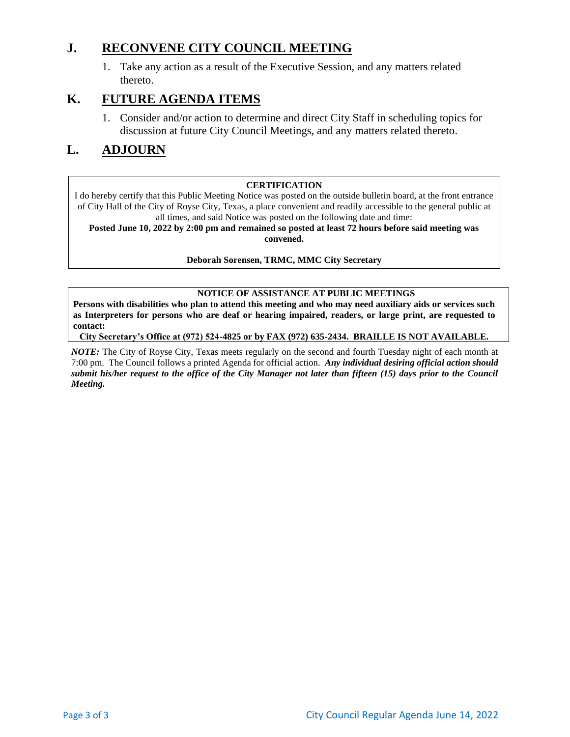## J. RECONVENE CITY COUNCIL MEETING

1. Take any action as a result of the Executive Session, and any matters related thereto.

## K. FUTURE AGENDA ITEMS

1. Consider and/or action to determine and direct City Staff in scheduling topics for discussion at future City Council Meetings, and any matters related thereto.

## L. ADJOURN

**CERTIFICATION**

I do hereby certify that this Public Meeting Notice was posted on the outside bulletin board, at the front entrance of City Hall of the City of Royse City, Texas, a place convenient and readily accessible to the general public at all times, and said Notice was posted on the following date and time:

**Posted June 10, 2022 by 2:00 pm and remained so posted at least 72 hours before said meeting was convened.**

**Deborah Sorensen, TRMC, MMC City Secretary**

**NOTICE OF ASSISTANCE AT PUBLIC MEETINGS**

**Persons with disabilities who plan to attend this meeting and who may need auxiliary aids or services such as Interpreters for persons who are deaf or hearing impaired, readers, or large print, are requested to contact:**

**City Secretary's Office at (972) 524-4825 or by FAX (972) 635-2434. BRAILLE IS NOT AVAILABLE.**

***NOTE:*** The City of Royse City, Texas meets regularly on the second and fourth Tuesday night of each month at 7:00 pm. The Council follows a printed Agenda for official action. ***Any individual desiring official action should submit his/her request to the office of the City Manager not later than fifteen (15) days prior to the Council Meeting.***